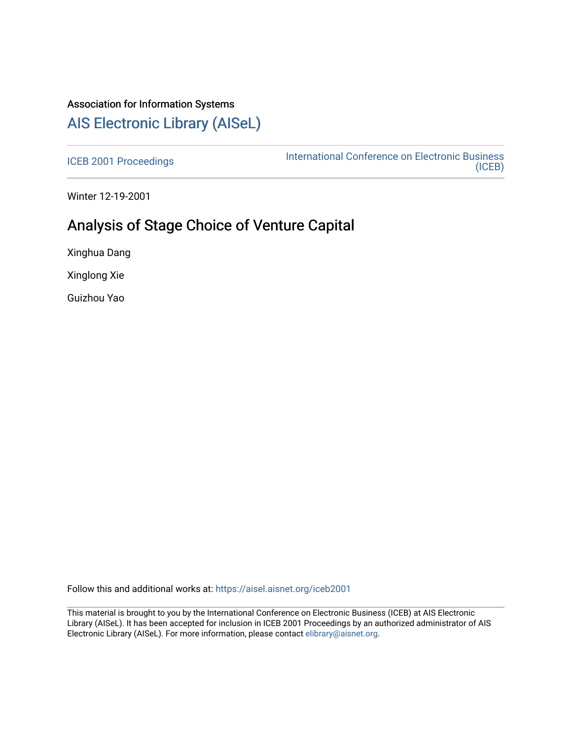Association for Information Systems

# AIS Electronic Library (AISeL)

ICEB 2001 Proceedings

International Conference on Electronic Business (ICEB)

Winter 12-19-2001

## Analysis of Stage Choice of Venture Capital

Xinghua Dang

Xinglong Xie

Guizhou Yao

Follow this and additional works at: https://aisel.aisnet.org/iceb2001

This material is brought to you by the International Conference on Electronic Business (ICEB) at AIS Electronic Library (AISeL). It has been accepted for inclusion in ICEB 2001 Proceedings by an authorized administrator of AIS Electronic Library (AISeL). For more information, please contact elibrary@aisnet.org.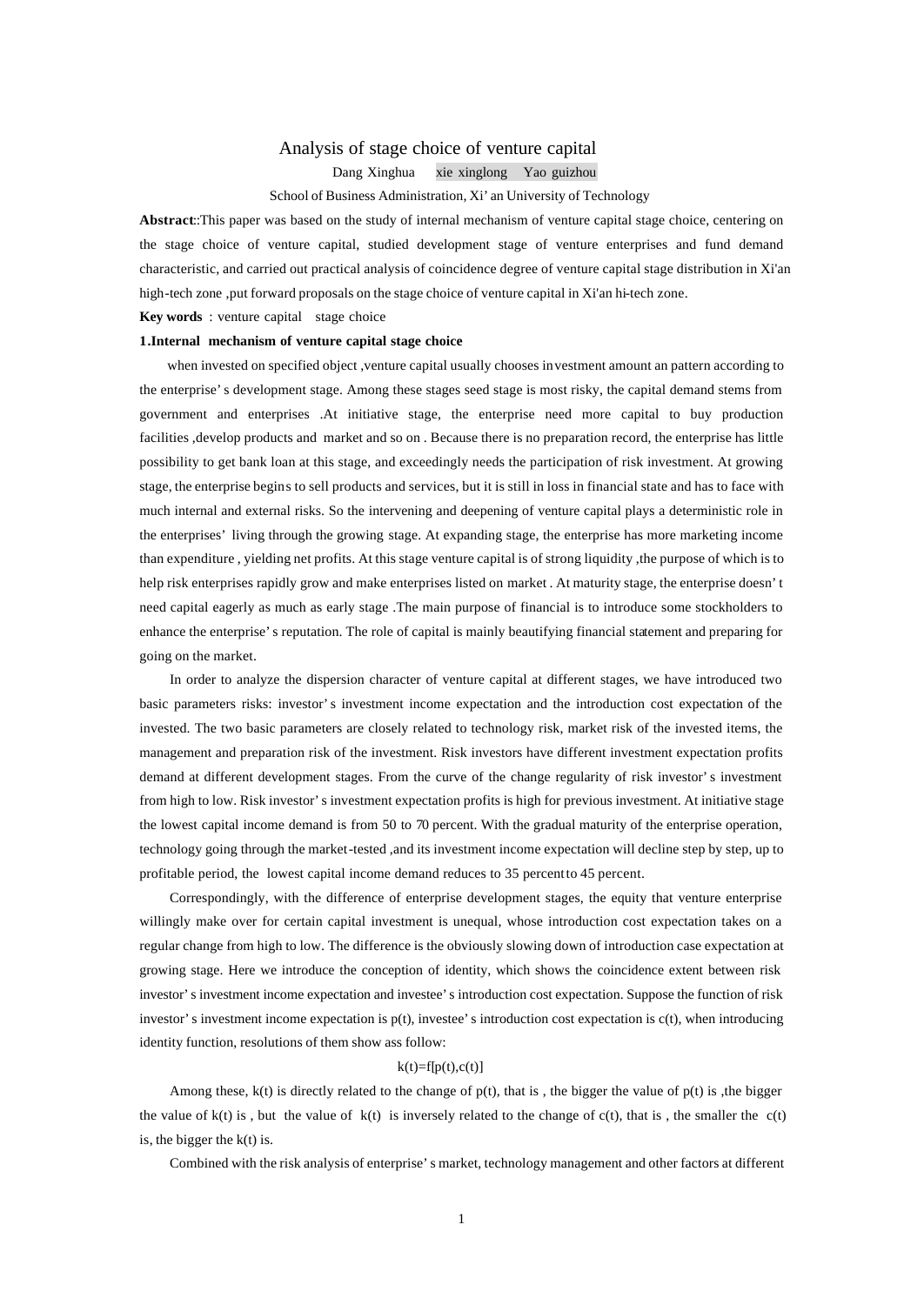# Analysis of stage choice of venture capital

Dang Xinghua xie xinglong Yao guizhou

School of Business Administration, Xi' an University of Technology

**Abstract**::This paper was based on the study of internal mechanism of venture capital stage choice, centering on the stage choice of venture capital, studied development stage of venture enterprises and fund demand characteristic, and carried out practical analysis of coincidence degree of venture capital stage distribution in Xi'an high-tech zone ,put forward proposals on the stage choice of venture capital in Xi'an hi-tech zone.

**Key words** : venture capital stage choice

## 1.Internal mechanism of venture capital stage choice

when invested on specified object ,venture capital usually chooses investment amount an pattern according to the enterprise' s development stage. Among these stages seed stage is most risky, the capital demand stems from government and enterprises .At initiative stage, the enterprise need more capital to buy production facilities ,develop products and market and so on . Because there is no preparation record, the enterprise has little possibility to get bank loan at this stage, and exceedingly needs the participation of risk investment. At growing stage, the enterprise begins to sell products and services, but it is still in loss in financial state and has to face with much internal and external risks. So the intervening and deepening of venture capital plays a deterministic role in the enterprises' living through the growing stage. At expanding stage, the enterprise has more marketing income than expenditure , yielding net profits. At this stage venture capital is of strong liquidity ,the purpose of which is to help risk enterprises rapidly grow and make enterprises listed on market . At maturity stage, the enterprise doesn' t need capital eagerly as much as early stage .The main purpose of financial is to introduce some stockholders to enhance the enterprise' s reputation. The role of capital is mainly beautifying financial statement and preparing for going on the market.

In order to analyze the dispersion character of venture capital at different stages, we have introduced two basic parameters risks: investor' s investment income expectation and the introduction cost expectation of the invested. The two basic parameters are closely related to technology risk, market risk of the invested items, the management and preparation risk of the investment. Risk investors have different investment expectation profits demand at different development stages. From the curve of the change regularity of risk investor' s investment from high to low. Risk investor' s investment expectation profits is high for previous investment. At initiative stage the lowest capital income demand is from 50 to 70 percent. With the gradual maturity of the enterprise operation, technology going through the market-tested ,and its investment income expectation will decline step by step, up to profitable period, the lowest capital income demand reduces to 35 percent to 45 percent.

Correspondingly, with the difference of enterprise development stages, the equity that venture enterprise willingly make over for certain capital investment is unequal, whose introduction cost expectation takes on a regular change from high to low. The difference is the obviously slowing down of introduction case expectation at growing stage. Here we introduce the conception of identity, which shows the coincidence extent between risk investor' s investment income expectation and investee' s introduction cost expectation. Suppose the function of risk investor' s investment income expectation is $p(t)$, investee' s introduction cost expectation is $c(t)$, when introducing identity function, resolutions of them show ass follow:

$$k(t)=f[p(t),c(t)]$$

Among these, $k(t)$ is directly related to the change of $p(t)$, that is , the bigger the value of $p(t)$ is ,the bigger the value of $k(t)$ is , but the value of $k(t)$ is inversely related to the change of $c(t)$, that is , the smaller the $c(t)$ is, the bigger the $k(t)$ is.

Combined with the risk analysis of enterprise' s market, technology management and other factors at different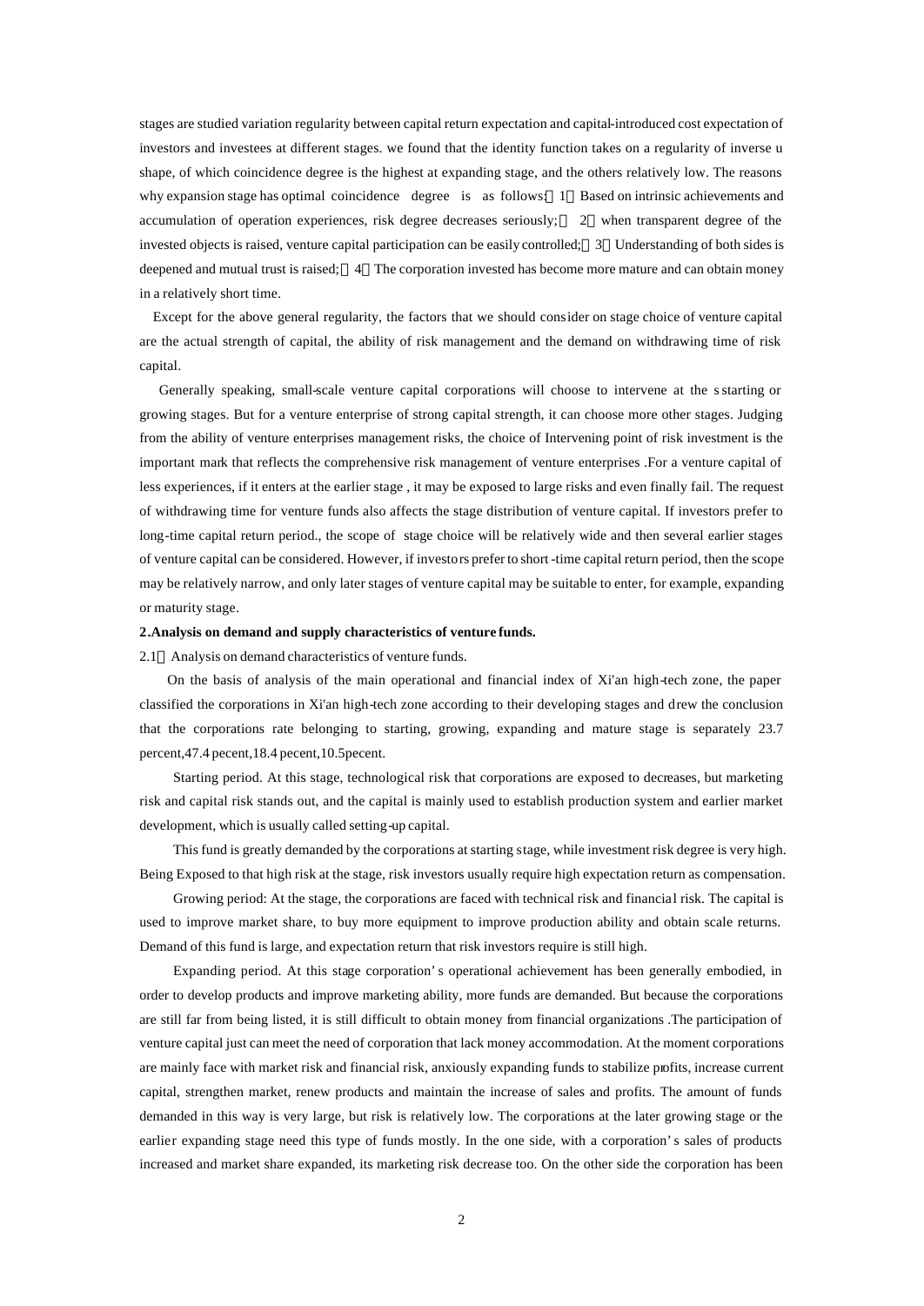stages are studied variation regularity between capital return expectation and capital-introduced cost expectation of investors and investees at different stages. we found that the identity function takes on a regularity of inverse u shape, of which coincidence degree is the highest at expanding stage, and the others relatively low. The reasons why expansion stage has optimal coincidence degree is as follows: 1 Based on intrinsic achievements and accumulation of operation experiences, risk degree decreases seriously; 2 when transparent degree of the invested objects is raised, venture capital participation can be easily controlled; 3 Understanding of both sides is deepened and mutual trust is raised; 4 The corporation invested has become more mature and can obtain money in a relatively short time.

Except for the above general regularity, the factors that we should consider on stage choice of venture capital are the actual strength of capital, the ability of risk management and the demand on withdrawing time of risk capital.

Generally speaking, small-scale venture capital corporations will choose to intervene at the s starting or growing stages. But for a venture enterprise of strong capital strength, it can choose more other stages. Judging from the ability of venture enterprises management risks, the choice of Intervening point of risk investment is the important mark that reflects the comprehensive risk management of venture enterprises .For a venture capital of less experiences, if it enters at the earlier stage , it may be exposed to large risks and even finally fail. The request of withdrawing time for venture funds also affects the stage distribution of venture capital. If investors prefer to long-time capital return period., the scope of stage choice will be relatively wide and then several earlier stages of venture capital can be considered. However, if investors prefer to short-time capital return period, then the scope may be relatively narrow, and only later stages of venture capital may be suitable to enter, for example, expanding or maturity stage.

## 2.Analysis on demand and supply characteristics of venture funds.

### 2.1 Analysis on demand characteristics of venture funds.

On the basis of analysis of the main operational and financial index of Xi'an high-tech zone, the paper classified the corporations in Xi'an high-tech zone according to their developing stages and drew the conclusion that the corporations rate belonging to starting, growing, expanding and mature stage is separately 23.7 percent,47.4 pecent,18.4 pecent,10.5pecent.

Starting period. At this stage, technological risk that corporations are exposed to decreases, but marketing risk and capital risk stands out, and the capital is mainly used to establish production system and earlier market development, which is usually called setting-up capital.

This fund is greatly demanded by the corporations at starting stage, while investment risk degree is very high. Being Exposed to that high risk at the stage, risk investors usually require high expectation return as compensation.

Growing period: At the stage, the corporations are faced with technical risk and financial risk. The capital is used to improve market share, to buy more equipment to improve production ability and obtain scale returns. Demand of this fund is large, and expectation return that risk investors require is still high.

Expanding period. At this stage corporation's operational achievement has been generally embodied, in order to develop products and improve marketing ability, more funds are demanded. But because the corporations are still far from being listed, it is still difficult to obtain money from financial organizations .The participation of venture capital just can meet the need of corporation that lack money accommodation. At the moment corporations are mainly face with market risk and financial risk, anxiously expanding funds to stabilize profits, increase current capital, strengthen market, renew products and maintain the increase of sales and profits. The amount of funds demanded in this way is very large, but risk is relatively low. The corporations at the later growing stage or the earlier expanding stage need this type of funds mostly. In the one side, with a corporation's sales of products increased and market share expanded, its marketing risk decrease too. On the other side the corporation has been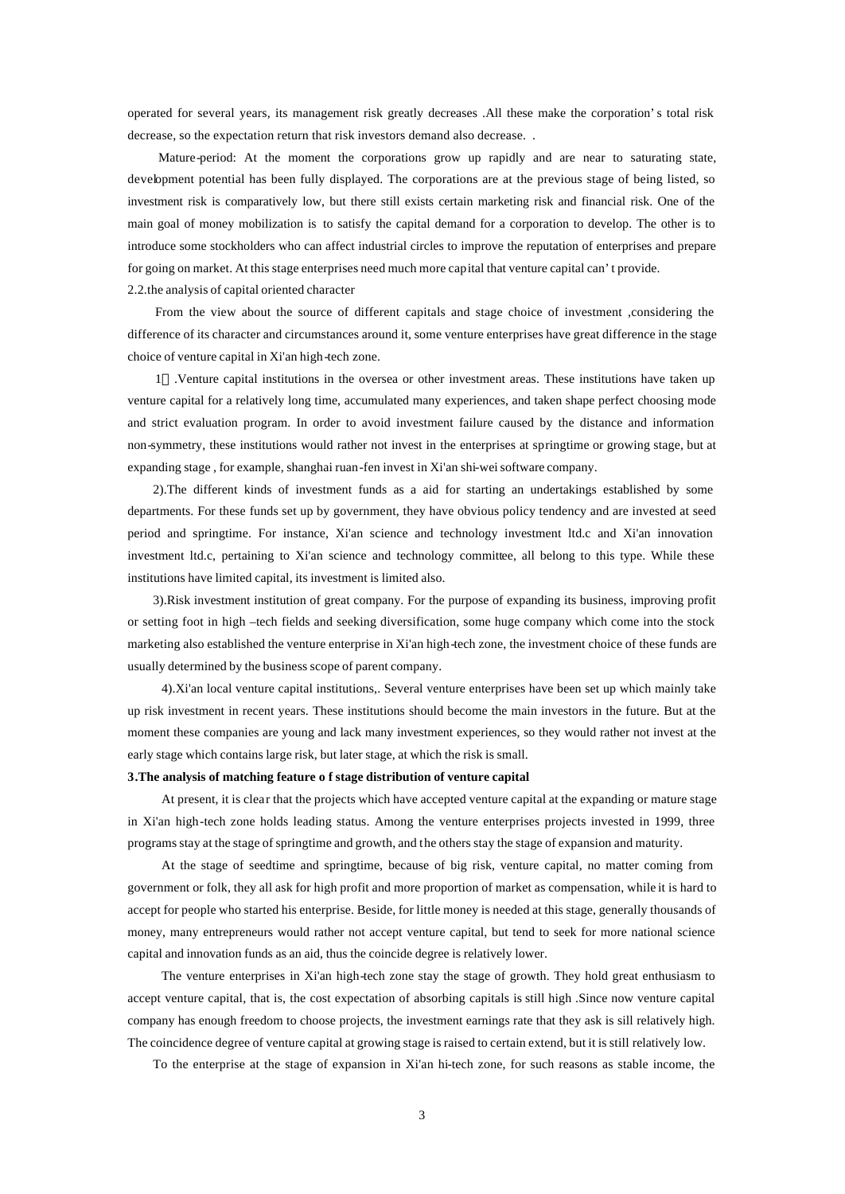operated for several years, its management risk greatly decreases .All these make the corporation' s total risk decrease, so the expectation return that risk investors demand also decrease. .

Mature-period: At the moment the corporations grow up rapidly and are near to saturating state, development potential has been fully displayed. The corporations are at the previous stage of being listed, so investment risk is comparatively low, but there still exists certain marketing risk and financial risk. One of the main goal of money mobilization is to satisfy the capital demand for a corporation to develop. The other is to introduce some stockholders who can affect industrial circles to improve the reputation of enterprises and prepare for going on market. At this stage enterprises need much more capital that venture capital can' t provide.

2.2.the analysis of capital oriented character

From the view about the source of different capitals and stage choice of investment ,considering the difference of its character and circumstances around it, some venture enterprises have great difference in the stage choice of venture capital in Xi'an high-tech zone.

1）.Venture capital institutions in the oversea or other investment areas. These institutions have taken up venture capital for a relatively long time, accumulated many experiences, and taken shape perfect choosing mode and strict evaluation program. In order to avoid investment failure caused by the distance and information non-symmetry, these institutions would rather not invest in the enterprises at springtime or growing stage, but at expanding stage , for example, shanghai ruan-fen invest in Xi'an shi-wei software company.

2).The different kinds of investment funds as a aid for starting an undertakings established by some departments. For these funds set up by government, they have obvious policy tendency and are invested at seed period and springtime. For instance, Xi'an science and technology investment ltd.c and Xi'an innovation investment ltd.c, pertaining to Xi'an science and technology committee, all belong to this type. While these institutions have limited capital, its investment is limited also.

3).Risk investment institution of great company. For the purpose of expanding its business, improving profit or setting foot in high –tech fields and seeking diversification, some huge company which come into the stock marketing also established the venture enterprise in Xi'an high-tech zone, the investment choice of these funds are usually determined by the business scope of parent company.

4).Xi'an local venture capital institutions,. Several venture enterprises have been set up which mainly take up risk investment in recent years. These institutions should become the main investors in the future. But at the moment these companies are young and lack many investment experiences, so they would rather not invest at the early stage which contains large risk, but later stage, at which the risk is small.

**3.The analysis of matching feature o f stage distribution of venture capital**

At present, it is clear that the projects which have accepted venture capital at the expanding or mature stage in Xi'an high-tech zone holds leading status. Among the venture enterprises projects invested in 1999, three programs stay at the stage of springtime and growth, and the others stay the stage of expansion and maturity.

At the stage of seedtime and springtime, because of big risk, venture capital, no matter coming from government or folk, they all ask for high profit and more proportion of market as compensation, while it is hard to accept for people who started his enterprise. Beside, for little money is needed at this stage, generally thousands of money, many entrepreneurs would rather not accept venture capital, but tend to seek for more national science capital and innovation funds as an aid, thus the coincide degree is relatively lower.

The venture enterprises in Xi'an high-tech zone stay the stage of growth. They hold great enthusiasm to accept venture capital, that is, the cost expectation of absorbing capitals is still high .Since now venture capital company has enough freedom to choose projects, the investment earnings rate that they ask is sill relatively high. The coincidence degree of venture capital at growing stage is raised to certain extend, but it is still relatively low.

To the enterprise at the stage of expansion in Xi'an hi-tech zone, for such reasons as stable income, the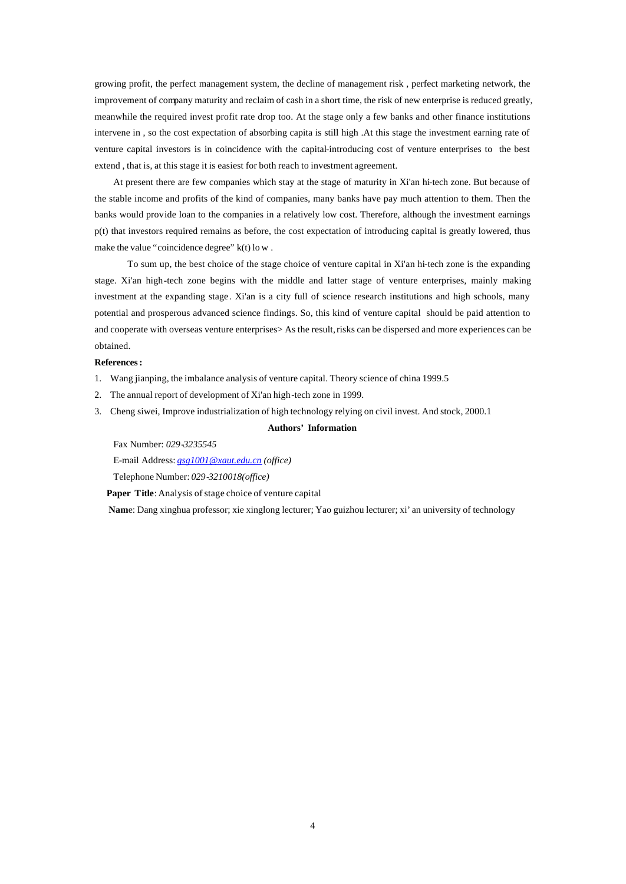growing profit, the perfect management system, the decline of management risk , perfect marketing network, the improvement of company maturity and reclaim of cash in a short time, the risk of new enterprise is reduced greatly, meanwhile the required invest profit rate drop too. At the stage only a few banks and other finance institutions intervene in , so the cost expectation of absorbing capita is still high .At this stage the investment earning rate of venture capital investors is in coincidence with the capital-introducing cost of venture enterprises to the best extend , that is, at this stage it is easiest for both reach to investment agreement.

At present there are few companies which stay at the stage of maturity in Xi'an hi-tech zone. But because of the stable income and profits of the kind of companies, many banks have pay much attention to them. Then the banks would provide loan to the companies in a relatively low cost. Therefore, although the investment earnings $p(t)$ that investors required remains as before, the cost expectation of introducing capital is greatly lowered, thus make the value "coincidence degree" $k(t)$ lo w .

To sum up, the best choice of the stage choice of venture capital in Xi'an hi-tech zone is the expanding stage. Xi'an high-tech zone begins with the middle and latter stage of venture enterprises, mainly making investment at the expanding stage. Xi'an is a city full of science research institutions and high schools, many potential and prosperous advanced science findings. So, this kind of venture capital should be paid attention to and cooperate with overseas venture enterprises> As the result, risks can be dispersed and more experiences can be obtained.

**References :**

1. Wang jianping, the imbalance analysis of venture capital. Theory science of china 1999.5
2. The annual report of development of Xi'an high-tech zone in 1999.
3. Cheng siwei, Improve industrialization of high technology relying on civil invest. And stock, 2000.1

**Authors' Information**

Fax Number: *029-3235545*

E-mail Address: *gsg1001@xaut.edu.cn (office)*

Telephone Number: *029-3210018(office)*

**Paper Title**: Analysis of stage choice of venture capital

**Nam**e: Dang xinghua professor; xie xinglong lecturer; Yao guizhou lecturer; xi' an university of technology